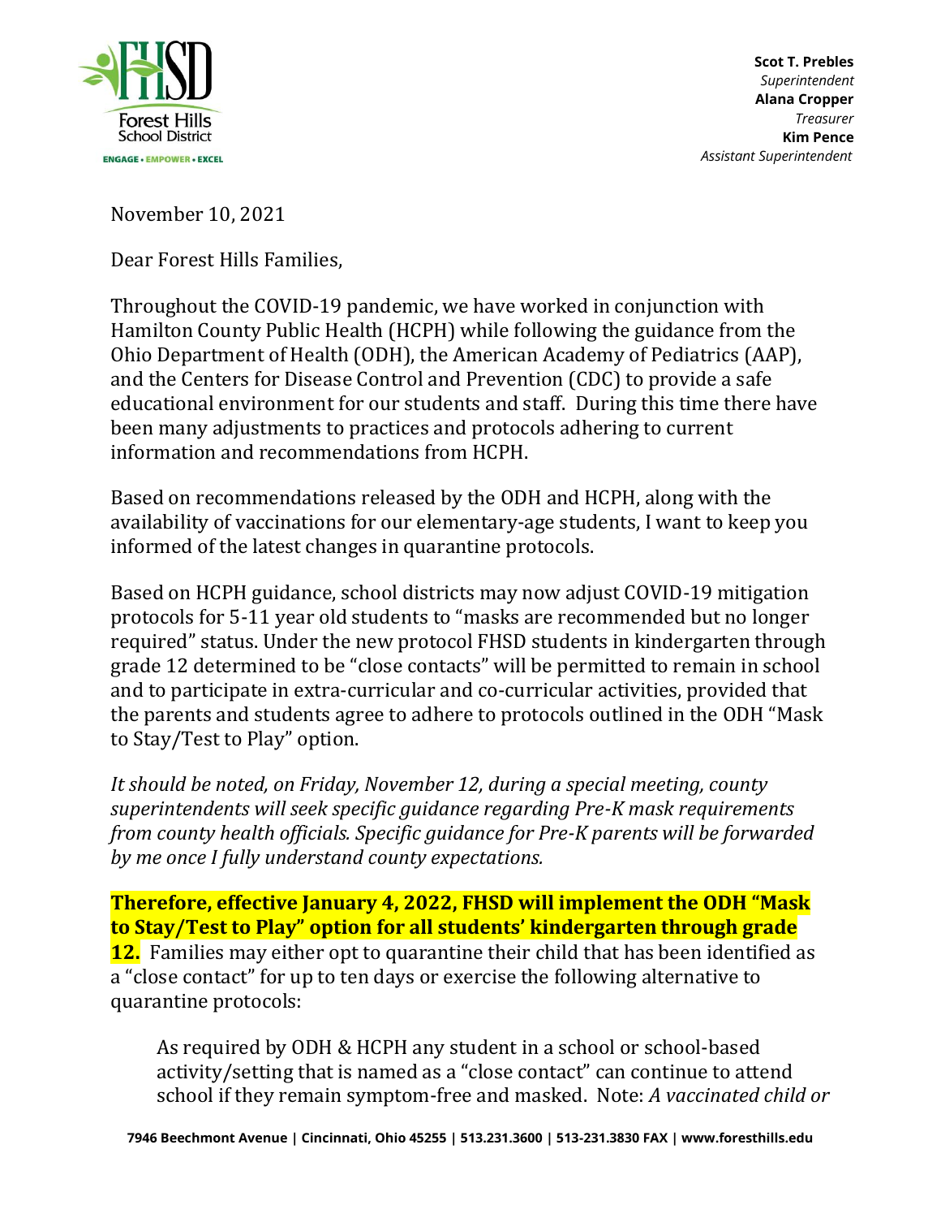Forest Hills School District
ENGAGE • EMPOWER • EXCEL

**Scot T. Prebles**
*Superintendent*
**Alana Cropper**
*Treasurer*
**Kim Pence**
*Assistant Superintendent*

November 10, 2021

Dear Forest Hills Families,

Throughout the COVID-19 pandemic, we have worked in conjunction with Hamilton County Public Health (HCPH) while following the guidance from the Ohio Department of Health (ODH), the American Academy of Pediatrics (AAP), and the Centers for Disease Control and Prevention (CDC) to provide a safe educational environment for our students and staff. During this time there have been many adjustments to practices and protocols adhering to current information and recommendations from HCPH.

Based on recommendations released by the ODH and HCPH, along with the availability of vaccinations for our elementary-age students, I want to keep you informed of the latest changes in quarantine protocols.

Based on HCPH guidance, school districts may now adjust COVID-19 mitigation protocols for 5-11 year old students to "masks are recommended but no longer required" status. Under the new protocol FHSD students in kindergarten through grade 12 determined to be "close contacts" will be permitted to remain in school and to participate in extra-curricular and co-curricular activities, provided that the parents and students agree to adhere to protocols outlined in the ODH "Mask to Stay/Test to Play" option.

*It should be noted, on Friday, November 12, during a special meeting, county superintendents will seek specific guidance regarding Pre-K mask requirements from county health officials. Specific guidance for Pre-K parents will be forwarded by me once I fully understand county expectations.*

**Therefore, effective January 4, 2022, FHSD will implement the ODH "Mask to Stay/Test to Play" option for all students' kindergarten through grade 12.** Families may either opt to quarantine their child that has been identified as a "close contact" for up to ten days or exercise the following alternative to quarantine protocols:

> As required by ODH & HCPH any student in a school or school-based activity/setting that is named as a "close contact" can continue to attend school if they remain symptom-free and masked. Note: *A vaccinated child or*

7946 Beechmont Avenue | Cincinnati, Ohio 45255 | 513.231.3600 | 513-231.3830 FAX | www.foresthills.edu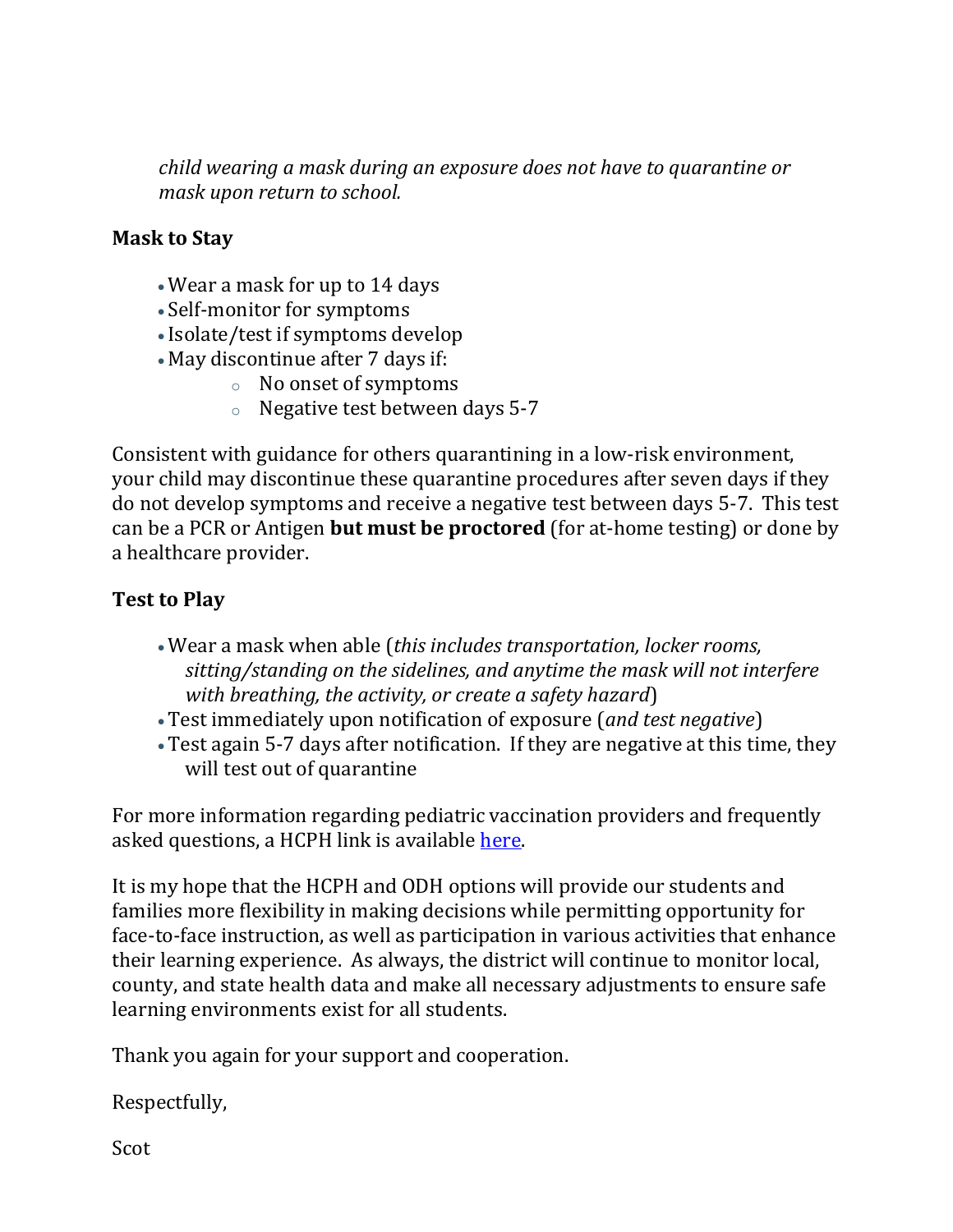*child wearing a mask during an exposure does not have to quarantine or mask upon return to school.*

**Mask to Stay**

- Wear a mask for up to 14 days
- Self-monitor for symptoms
- Isolate/test if symptoms develop
- May discontinue after 7 days if:
  - No onset of symptoms
  - Negative test between days 5-7

Consistent with guidance for others quarantining in a low-risk environment, your child may discontinue these quarantine procedures after seven days if they do not develop symptoms and receive a negative test between days 5-7. This test can be a PCR or Antigen **but must be proctored** (for at-home testing) or done by a healthcare provider.

**Test to Play**

- Wear a mask when able (*this includes transportation, locker rooms, sitting/standing on the sidelines, and anytime the mask will not interfere with breathing, the activity, or create a safety hazard*)
- Test immediately upon notification of exposure (*and test negative*)
- Test again 5-7 days after notification. If they are negative at this time, they will test out of quarantine

For more information regarding pediatric vaccination providers and frequently asked questions, a HCPH link is available here.

It is my hope that the HCPH and ODH options will provide our students and families more flexibility in making decisions while permitting opportunity for face-to-face instruction, as well as participation in various activities that enhance their learning experience. As always, the district will continue to monitor local, county, and state health data and make all necessary adjustments to ensure safe learning environments exist for all students.

Thank you again for your support and cooperation.

Respectfully,

Scot